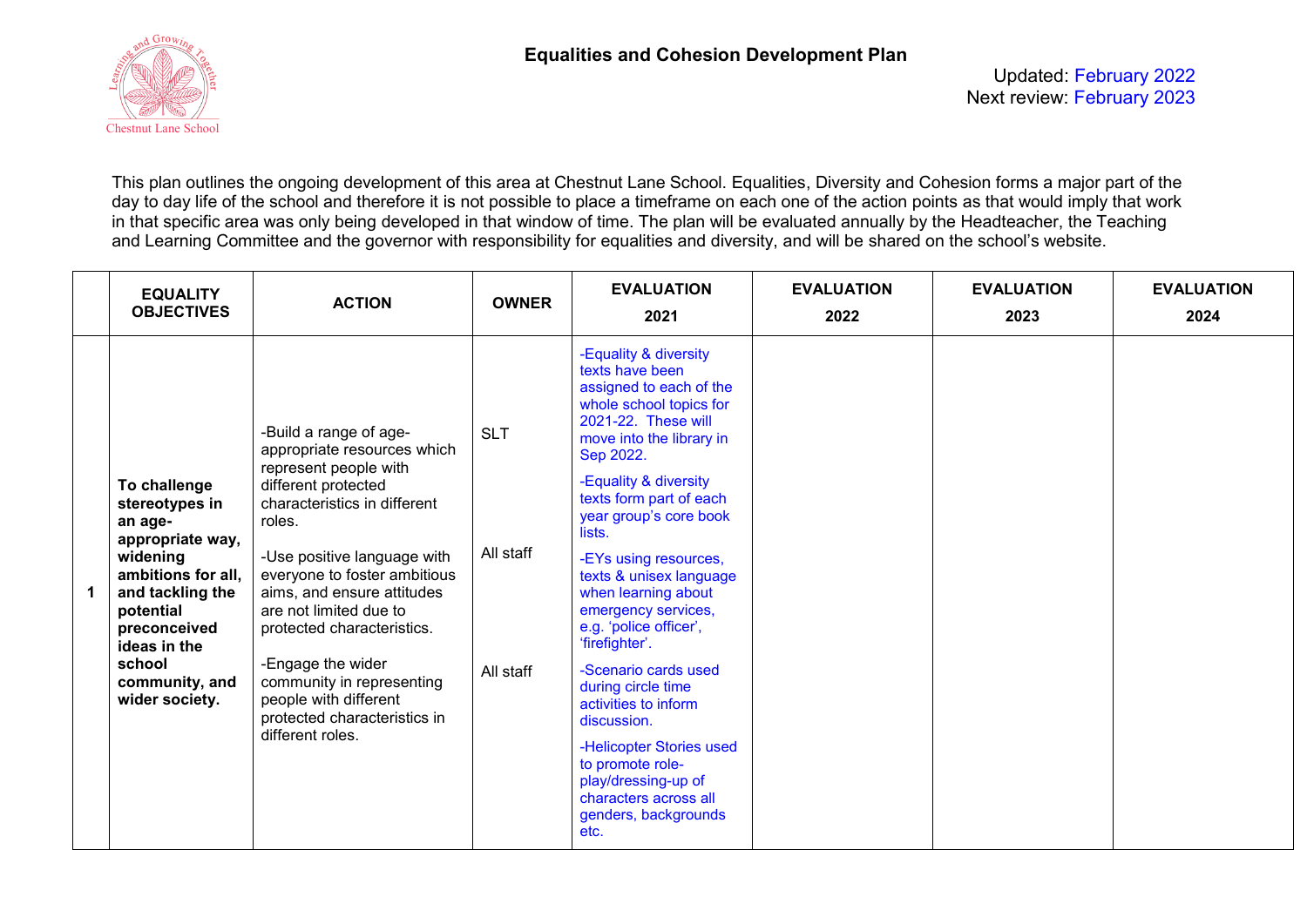Chestnut Lane School

# Equalities and Cohesion Development Plan

Updated: February 2022
Next review: February 2023

This plan outlines the ongoing development of this area at Chestnut Lane School. Equalities, Diversity and Cohesion forms a major part of the day to day life of the school and therefore it is not possible to place a timeframe on each one of the action points as that would imply that work in that specific area was only being developed in that window of time. The plan will be evaluated annually by the Headteacher, the Teaching and Learning Committee and the governor with responsibility for equalities and diversity, and will be shared on the school's website.

| | EQUALITY OBJECTIVES | ACTION | OWNER | EVALUATION 2021 | EVALUATION 2022 | EVALUATION 2023 | EVALUATION 2024 |
|---|---|---|---|---|---|---|---|
| 1 | **To challenge stereotypes in an age-appropriate way, widening ambitions for all, and tackling the potential preconceived ideas in the school community, and wider society.** | -Build a range of age-appropriate resources which represent people with different protected characteristics in different roles.<br><br>-Use positive language with everyone to foster ambitious aims, and ensure attitudes are not limited due to protected characteristics.<br><br>-Engage the wider community in representing people with different protected characteristics in different roles. | SLT<br><br>All staff<br><br>All staff | -Equality & diversity texts have been assigned to each of the whole school topics for 2021-22. These will move into the library in Sep 2022.<br><br>-Equality & diversity texts form part of each year group's core book lists.<br><br>-EYs using resources, texts & unisex language when learning about emergency services, e.g. 'police officer', 'firefighter'.<br><br>-Scenario cards used during circle time activities to inform discussion.<br><br>-Helicopter Stories used to promote role-play/dressing-up of characters across all genders, backgrounds etc. | | | |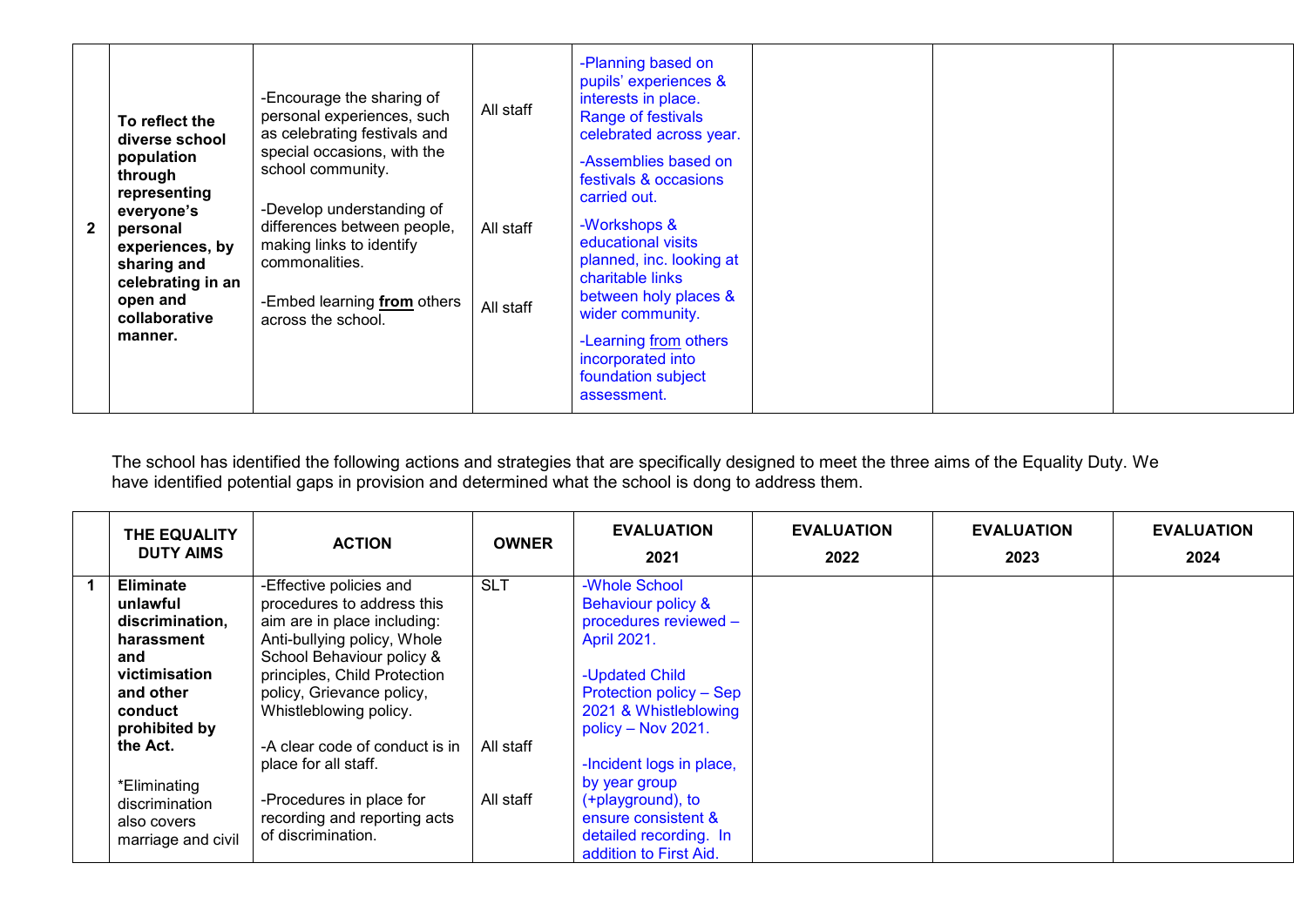| | | | | | | | |
|---|---|---|---|---|---|---|---|
| 2 | **To reflect the diverse school population through representing everyone's personal experiences, by sharing and celebrating in an open and collaborative manner.** | -Encourage the sharing of personal experiences, such as celebrating festivals and special occasions, with the school community.<br><br>-Develop understanding of differences between people, making links to identify commonalities.<br><br>-Embed learning **from** others across the school. | All staff<br><br>All staff<br><br>All staff | -Planning based on pupils' experiences & interests in place. Range of festivals celebrated across year.<br><br>-Assemblies based on festivals & occasions carried out.<br><br>-Workshops & educational visits planned, inc. looking at charitable links between holy places & wider community.<br><br>-Learning from others incorporated into foundation subject assessment. | | | |

The school has identified the following actions and strategies that are specifically designed to meet the three aims of the Equality Duty. We have identified potential gaps in provision and determined what the school is dong to address them.

| | THE EQUALITY DUTY AIMS | ACTION | OWNER | EVALUATION 2021 | EVALUATION 2022 | EVALUATION 2023 | EVALUATION 2024 |
|---|---|---|---|---|---|---|---|
| 1 | **Eliminate unlawful discrimination, harassment and victimisation and other conduct prohibited by the Act.**<br><br>*Eliminating discrimination also covers marriage and civil | -Effective policies and procedures to address this aim are in place including: Anti-bullying policy, Whole School Behaviour policy & principles, Child Protection policy, Grievance policy, Whistleblowing policy.<br><br>-A clear code of conduct is in place for all staff.<br><br>-Procedures in place for recording and reporting acts of discrimination. | SLT<br><br>All staff<br><br>All staff | -Whole School Behaviour policy & procedures reviewed – April 2021.<br><br>-Updated Child Protection policy – Sep 2021 & Whistleblowing policy – Nov 2021.<br><br>-Incident logs in place, by year group (+playground), to ensure consistent & detailed recording. In addition to First Aid. | | | |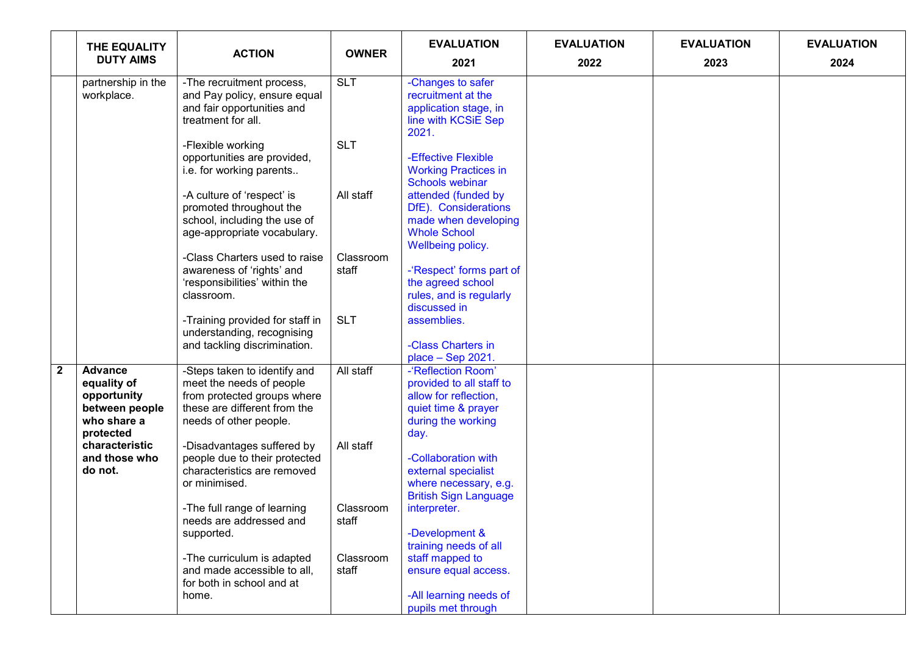| | THE EQUALITY DUTY AIMS | ACTION | OWNER | EVALUATION 2021 | EVALUATION 2022 | EVALUATION 2023 | EVALUATION 2024 |
|---|---|---|---|---|---|---|---|
| | partnership in the workplace. | -The recruitment process, and Pay policy, ensure equal and fair opportunities and treatment for all.<br><br>-Flexible working opportunities are provided, i.e. for working parents..<br><br>-A culture of 'respect' is promoted throughout the school, including the use of age-appropriate vocabulary.<br><br>-Class Charters used to raise awareness of 'rights' and 'responsibilities' within the classroom.<br><br>-Training provided for staff in understanding, recognising and tackling discrimination. | SLT<br><br>SLT<br><br>All staff<br><br>Classroom staff<br><br>SLT | -Changes to safer recruitment at the application stage, in line with KCSiE Sep 2021.<br><br>-Effective Flexible Working Practices in Schools webinar attended (funded by DfE). Considerations made when developing Whole School Wellbeing policy.<br><br>-'Respect' forms part of the agreed school rules, and is regularly discussed in assemblies.<br><br>-Class Charters in place – Sep 2021. | | | |
| **2** | **Advance equality of opportunity between people who share a protected characteristic and those who do not.** | -Steps taken to identify and meet the needs of people from protected groups where these are different from the needs of other people.<br><br>-Disadvantages suffered by people due to their protected characteristics are removed or minimised.<br><br>-The full range of learning needs are addressed and supported.<br><br>-The curriculum is adapted and made accessible to all, for both in school and at home. | All staff<br><br>All staff<br><br>Classroom staff<br><br>Classroom staff | -'Reflection Room' provided to all staff to allow for reflection, quiet time & prayer during the working day.<br><br>-Collaboration with external specialist where necessary, e.g. British Sign Language interpreter.<br><br>-Development & training needs of all staff mapped to ensure equal access.<br><br>-All learning needs of pupils met through | | | |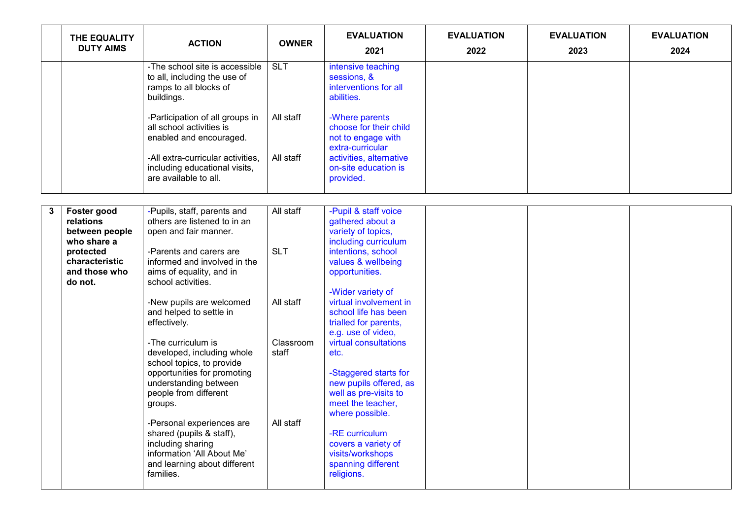| | THE EQUALITY DUTY AIMS | ACTION | OWNER | EVALUATION 2021 | EVALUATION 2022 | EVALUATION 2023 | EVALUATION 2024 |
|---|---|---|---|---|---|---|---|
| | | -The school site is accessible to all, including the use of ramps to all blocks of buildings.<br><br>-Participation of all groups in all school activities is enabled and encouraged.<br><br>-All extra-curricular activities, including educational visits, are available to all. | SLT<br><br>All staff<br><br>All staff | intensive teaching sessions, & interventions for all abilities.<br><br>-Where parents choose for their child not to engage with extra-curricular activities, alternative on-site education is provided. | | | |
| 3 | **Foster good relations between people who share a protected characteristic and those who do not.** | -Pupils, staff, parents and others are listened to in an open and fair manner.<br><br>-Parents and carers are informed and involved in the aims of equality, and in school activities.<br><br>-New pupils are welcomed and helped to settle in effectively.<br><br>-The curriculum is developed, including whole school topics, to provide opportunities for promoting understanding between people from different groups.<br><br>-Personal experiences are shared (pupils & staff), including sharing information 'All About Me' and learning about different families. | All staff<br><br>SLT<br><br>All staff<br><br>Classroom staff<br><br>All staff | -Pupil & staff voice gathered about a variety of topics, including curriculum intentions, school values & wellbeing opportunities.<br><br>-Wider variety of virtual involvement in school life has been trialled for parents, e.g. use of video, virtual consultations etc.<br><br>-Staggered starts for new pupils offered, as well as pre-visits to meet the teacher, where possible.<br><br>-RE curriculum covers a variety of visits/workshops spanning different religions. | | | |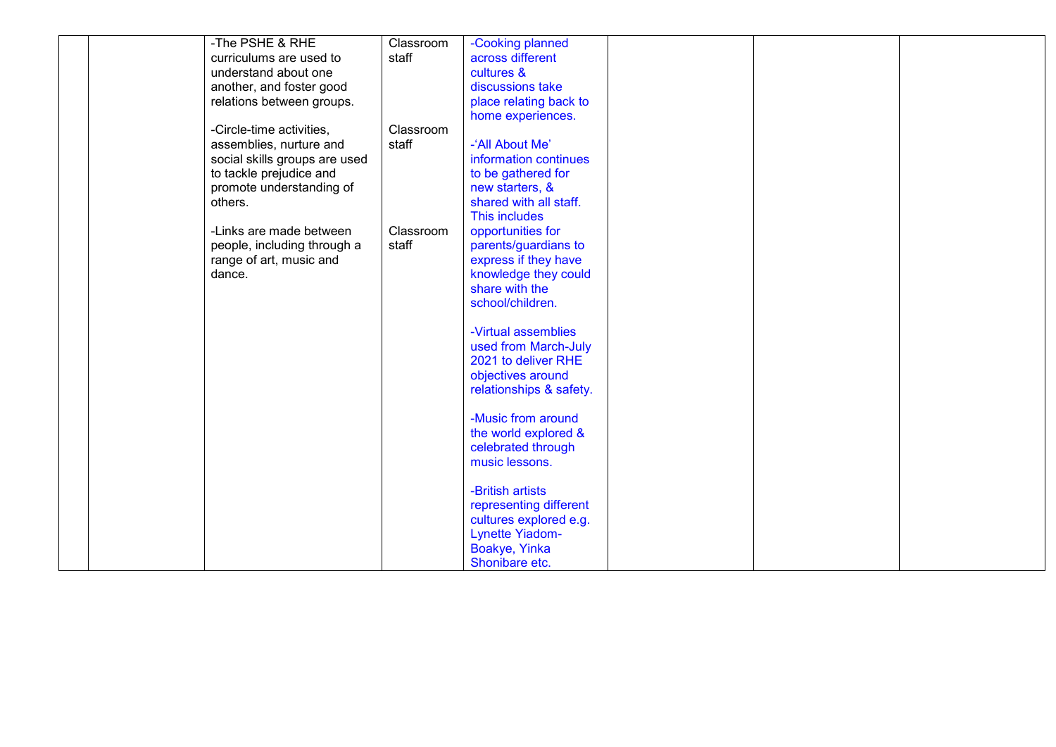|  |  |  |  |  |  |  |  |
|---|---|---|---|---|---|---|---|
|  |  | -The PSHE & RHE curriculums are used to understand about one another, and foster good relations between groups.<br><br>-Circle-time activities, assemblies, nurture and social skills groups are used to tackle prejudice and promote understanding of others.<br><br>-Links are made between people, including through a range of art, music and dance. | Classroom staff<br><br>Classroom staff<br><br>Classroom staff | -Cooking planned across different cultures & discussions take place relating back to home experiences.<br><br>-'All About Me' information continues to be gathered for new starters, & shared with all staff. This includes opportunities for parents/guardians to express if they have knowledge they could share with the school/children.<br><br>-Virtual assemblies used from March-July 2021 to deliver RHE objectives around relationships & safety.<br><br>-Music from around the world explored & celebrated through music lessons.<br><br>-British artists representing different cultures explored e.g. Lynette Yiadom-Boakye, Yinka Shonibare etc. |  |  |  |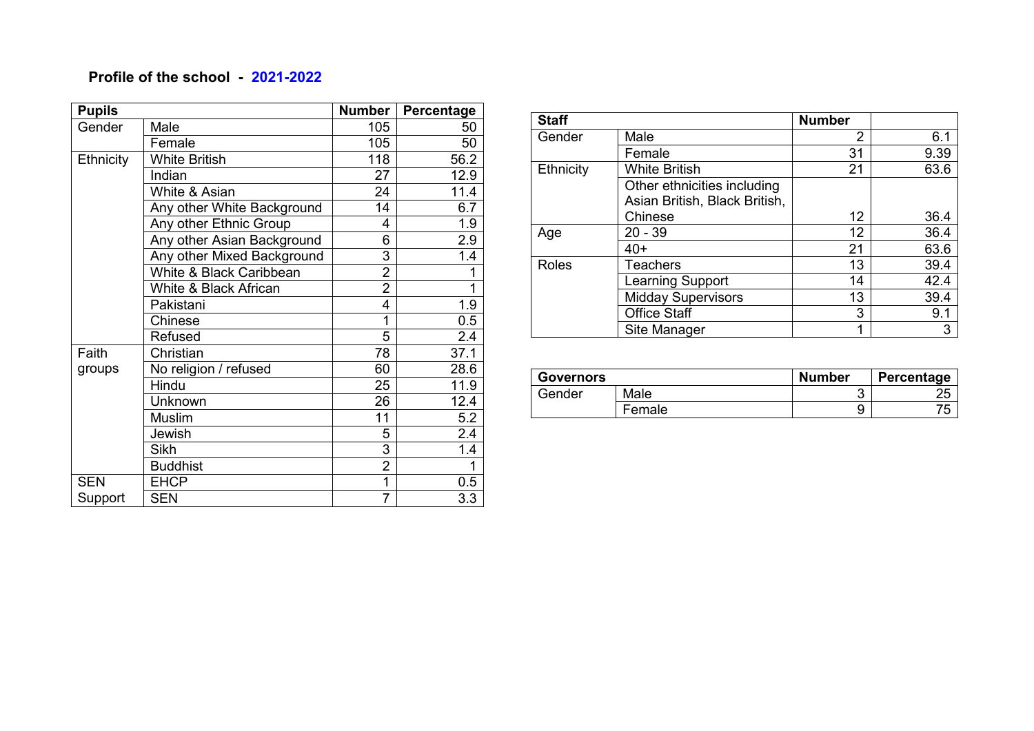## Profile of the school - 2021-2022

| Pupils | | Number | Percentage |
|---|---|---|---|
| Gender | Male | 105 | 50 |
| | Female | 105 | 50 |
| Ethnicity | White British | 118 | 56.2 |
| | Indian | 27 | 12.9 |
| | White & Asian | 24 | 11.4 |
| | Any other White Background | 14 | 6.7 |
| | Any other Ethnic Group | 4 | 1.9 |
| | Any other Asian Background | 6 | 2.9 |
| | Any other Mixed Background | 3 | 1.4 |
| | White & Black Caribbean | 2 | 1 |
| | White & Black African | 2 | 1 |
| | Pakistani | 4 | 1.9 |
| | Chinese | 1 | 0.5 |
| | Refused | 5 | 2.4 |
| Faith groups | Christian | 78 | 37.1 |
| | No religion / refused | 60 | 28.6 |
| | Hindu | 25 | 11.9 |
| | Unknown | 26 | 12.4 |
| | Muslim | 11 | 5.2 |
| | Jewish | 5 | 2.4 |
| | Sikh | 3 | 1.4 |
| | Buddhist | 2 | 1 |
| SEN Support | EHCP | 1 | 0.5 |
| | SEN | 7 | 3.3 |

| Staff | | Number | |
|---|---|---|---|
| Gender | Male | 2 | 6.1 |
| | Female | 31 | 9.39 |
| Ethnicity | White British | 21 | 63.6 |
| | Other ethnicities including Asian British, Black British, Chinese | 12 | 36.4 |
| Age | 20 - 39 | 12 | 36.4 |
| | 40+ | 21 | 63.6 |
| Roles | Teachers | 13 | 39.4 |
| | Learning Support | 14 | 42.4 |
| | Midday Supervisors | 13 | 39.4 |
| | Office Staff | 3 | 9.1 |
| | Site Manager | 1 | 3 |

| Governors | | Number | Percentage |
|---|---|---|---|
| Gender | Male | 3 | 25 |
| | Female | 9 | 75 |